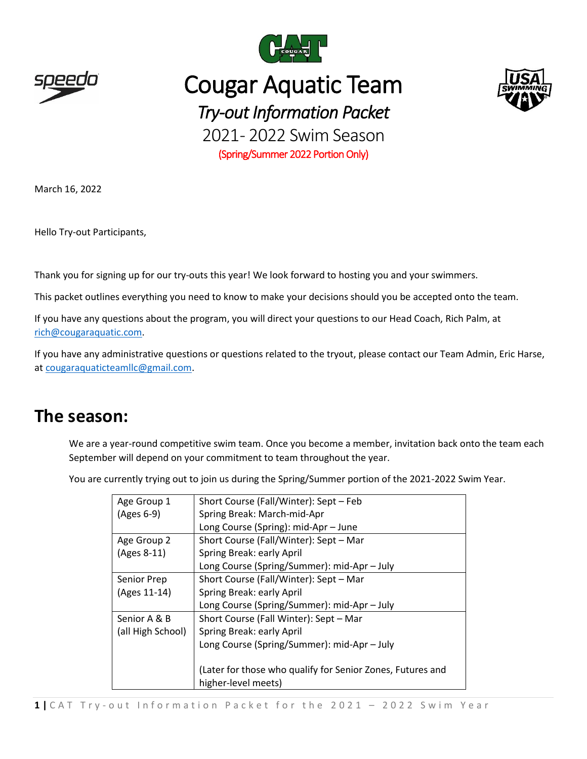# Cougar Aquatic Team

## *Try-out Information Packet*

2021- 2022 Swim Season

(Spring/Summer 2022 Portion Only)

March 16, 2022

Hello Try-out Participants,

Thank you for signing up for our try-outs this year! We look forward to hosting you and your swimmers.

This packet outlines everything you need to know to make your decisions should you be accepted onto the team.

If you have any questions about the program, you will direct your questions to our Head Coach, Rich Palm, at rich@cougaraquatic.com.

If you have any administrative questions or questions related to the tryout, please contact our Team Admin, Eric Harse, at cougaraquaticteamllc@gmail.com.

## The season:

We are a year-round competitive swim team. Once you become a member, invitation back onto the team each September will depend on your commitment to team throughout the year.

You are currently trying out to join us during the Spring/Summer portion of the 2021-2022 Swim Year.

| | |
|---|---|
| Age Group 1 (Ages 6-9) | Short Course (Fall/Winter): Sept – Feb<br>Spring Break: March-mid-Apr<br>Long Course (Spring): mid-Apr – June |
| Age Group 2 (Ages 8-11) | Short Course (Fall/Winter): Sept – Mar<br>Spring Break: early April<br>Long Course (Spring/Summer): mid-Apr – July |
| Senior Prep (Ages 11-14) | Short Course (Fall/Winter): Sept – Mar<br>Spring Break: early April<br>Long Course (Spring/Summer): mid-Apr – July |
| Senior A & B (all High School) | Short Course (Fall Winter): Sept – Mar<br>Spring Break: early April<br>Long Course (Spring/Summer): mid-Apr – July<br><br>(Later for those who qualify for Senior Zones, Futures and higher-level meets) |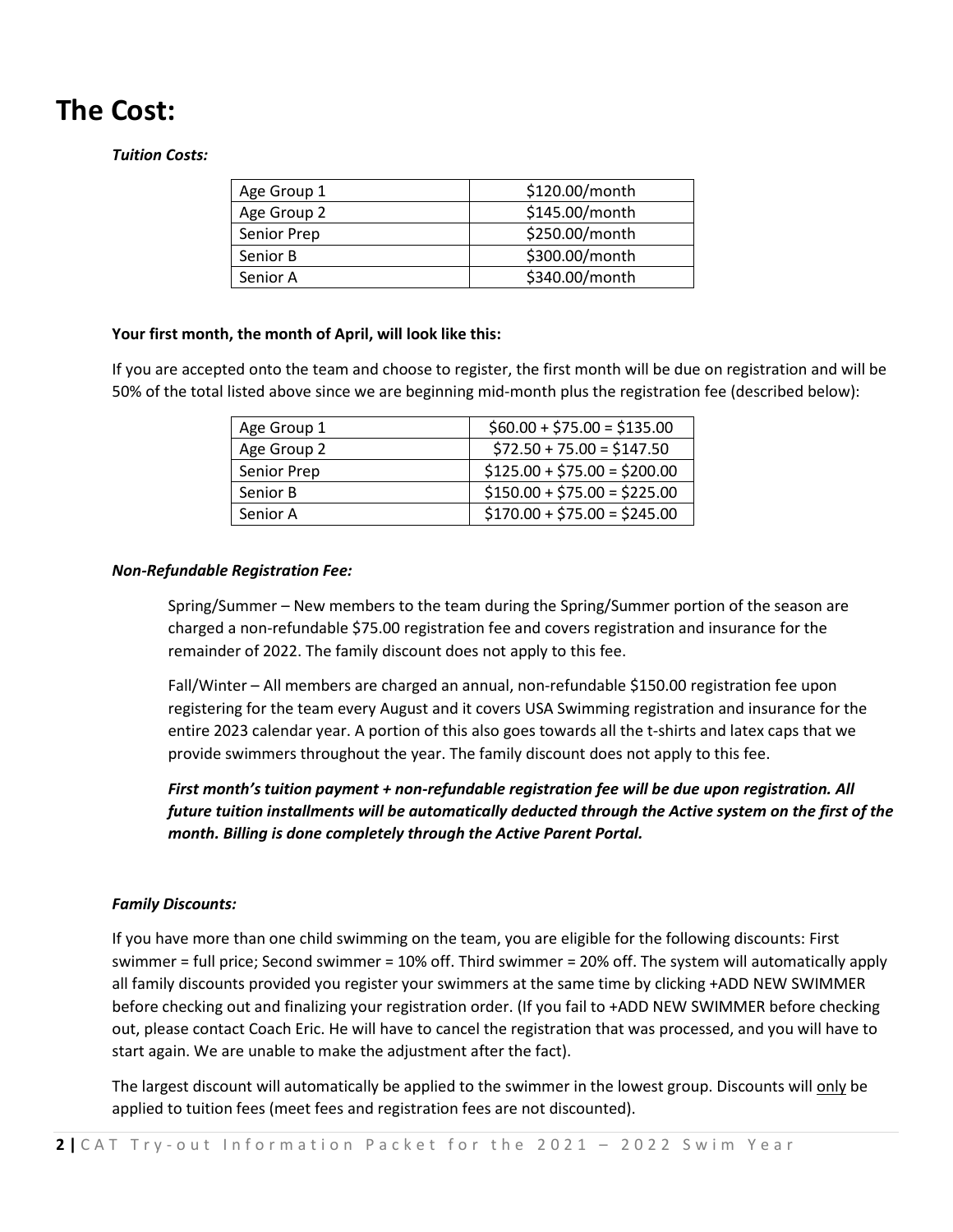# The Cost:

***Tuition Costs:***

| | |
|---|---|
| Age Group 1 | $120.00/month |
| Age Group 2 | $145.00/month |
| Senior Prep | $250.00/month |
| Senior B | $300.00/month |
| Senior A | $340.00/month |

**Your first month, the month of April, will look like this:**

If you are accepted onto the team and choose to register, the first month will be due on registration and will be 50% of the total listed above since we are beginning mid-month plus the registration fee (described below):

| | |
|---|---|
| Age Group 1 | $60.00 + $75.00 = $135.00 |
| Age Group 2 | $72.50 + 75.00 = $147.50 |
| Senior Prep | $125.00 + $75.00 = $200.00 |
| Senior B | $150.00 + $75.00 = $225.00 |
| Senior A | $170.00 + $75.00 = $245.00 |

***Non-Refundable Registration Fee:***

Spring/Summer – New members to the team during the Spring/Summer portion of the season are charged a non-refundable $75.00 registration fee and covers registration and insurance for the remainder of 2022. The family discount does not apply to this fee.

Fall/Winter – All members are charged an annual, non-refundable $150.00 registration fee upon registering for the team every August and it covers USA Swimming registration and insurance for the entire 2023 calendar year. A portion of this also goes towards all the t-shirts and latex caps that we provide swimmers throughout the year. The family discount does not apply to this fee.

***First month's tuition payment + non-refundable registration fee will be due upon registration. All future tuition installments will be automatically deducted through the Active system on the first of the month. Billing is done completely through the Active Parent Portal.***

***Family Discounts:***

If you have more than one child swimming on the team, you are eligible for the following discounts: First swimmer = full price; Second swimmer = 10% off. Third swimmer = 20% off. The system will automatically apply all family discounts provided you register your swimmers at the same time by clicking +ADD NEW SWIMMER before checking out and finalizing your registration order. (If you fail to +ADD NEW SWIMMER before checking out, please contact Coach Eric. He will have to cancel the registration that was processed, and you will have to start again. We are unable to make the adjustment after the fact).

The largest discount will automatically be applied to the swimmer in the lowest group. Discounts will only be applied to tuition fees (meet fees and registration fees are not discounted).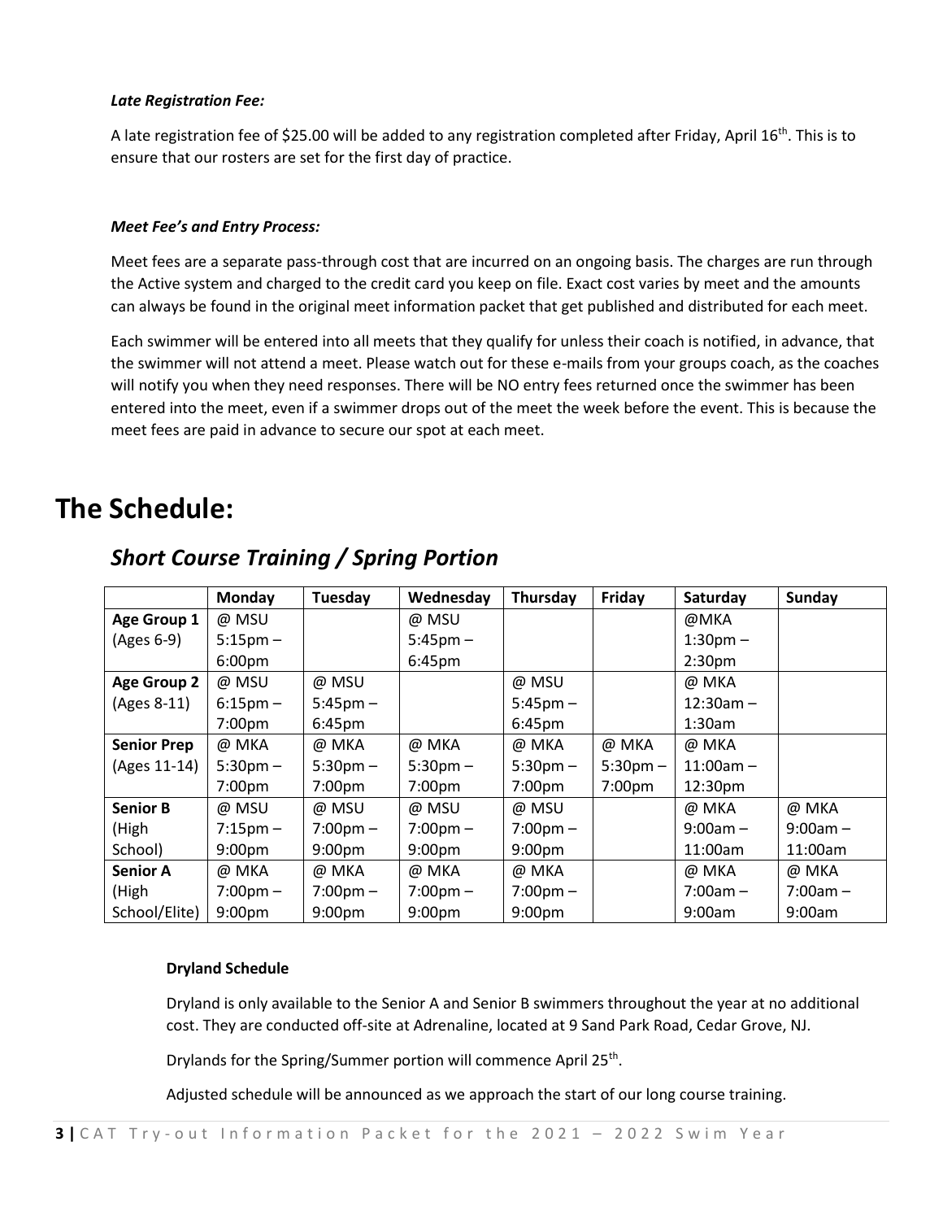***Late Registration Fee:***

A late registration fee of $25.00 will be added to any registration completed after Friday, April 16th. This is to ensure that our rosters are set for the first day of practice.

***Meet Fee's and Entry Process:***

Meet fees are a separate pass-through cost that are incurred on an ongoing basis. The charges are run through the Active system and charged to the credit card you keep on file. Exact cost varies by meet and the amounts can always be found in the original meet information packet that get published and distributed for each meet.

Each swimmer will be entered into all meets that they qualify for unless their coach is notified, in advance, that the swimmer will not attend a meet. Please watch out for these e-mails from your groups coach, as the coaches will notify you when they need responses. There will be NO entry fees returned once the swimmer has been entered into the meet, even if a swimmer drops out of the meet the week before the event. This is because the meet fees are paid in advance to secure our spot at each meet.

# The Schedule:

## *Short Course Training / Spring Portion*

| | Monday | Tuesday | Wednesday | Thursday | Friday | Saturday | Sunday |
|---|---|---|---|---|---|---|---|
| **Age Group 1** (Ages 6-9) | @ MSU 5:15pm – 6:00pm | | @ MSU 5:45pm – 6:45pm | | | @MKA 1:30pm – 2:30pm | |
| **Age Group 2** (Ages 8-11) | @ MSU 6:15pm – 7:00pm | @ MSU 5:45pm – 6:45pm | | @ MSU 5:45pm – 6:45pm | | @ MKA 12:30am – 1:30am | |
| **Senior Prep** (Ages 11-14) | @ MKA 5:30pm – 7:00pm | @ MKA 5:30pm – 7:00pm | @ MKA 5:30pm – 7:00pm | @ MKA 5:30pm – 7:00pm | @ MKA 5:30pm – 7:00pm | @ MKA 11:00am – 12:30pm | |
| **Senior B** (High School) | @ MSU 7:15pm – 9:00pm | @ MSU 7:00pm – 9:00pm | @ MSU 7:00pm – 9:00pm | @ MSU 7:00pm – 9:00pm | | @ MKA 9:00am – 11:00am | @ MKA 9:00am – 11:00am |
| **Senior A** (High School/Elite) | @ MKA 7:00pm – 9:00pm | @ MKA 7:00pm – 9:00pm | @ MKA 7:00pm – 9:00pm | @ MKA 7:00pm – 9:00pm | | @ MKA 7:00am – 9:00am | @ MKA 7:00am – 9:00am |

**Dryland Schedule**

Dryland is only available to the Senior A and Senior B swimmers throughout the year at no additional cost. They are conducted off-site at Adrenaline, located at 9 Sand Park Road, Cedar Grove, NJ.

Drylands for the Spring/Summer portion will commence April 25th.

Adjusted schedule will be announced as we approach the start of our long course training.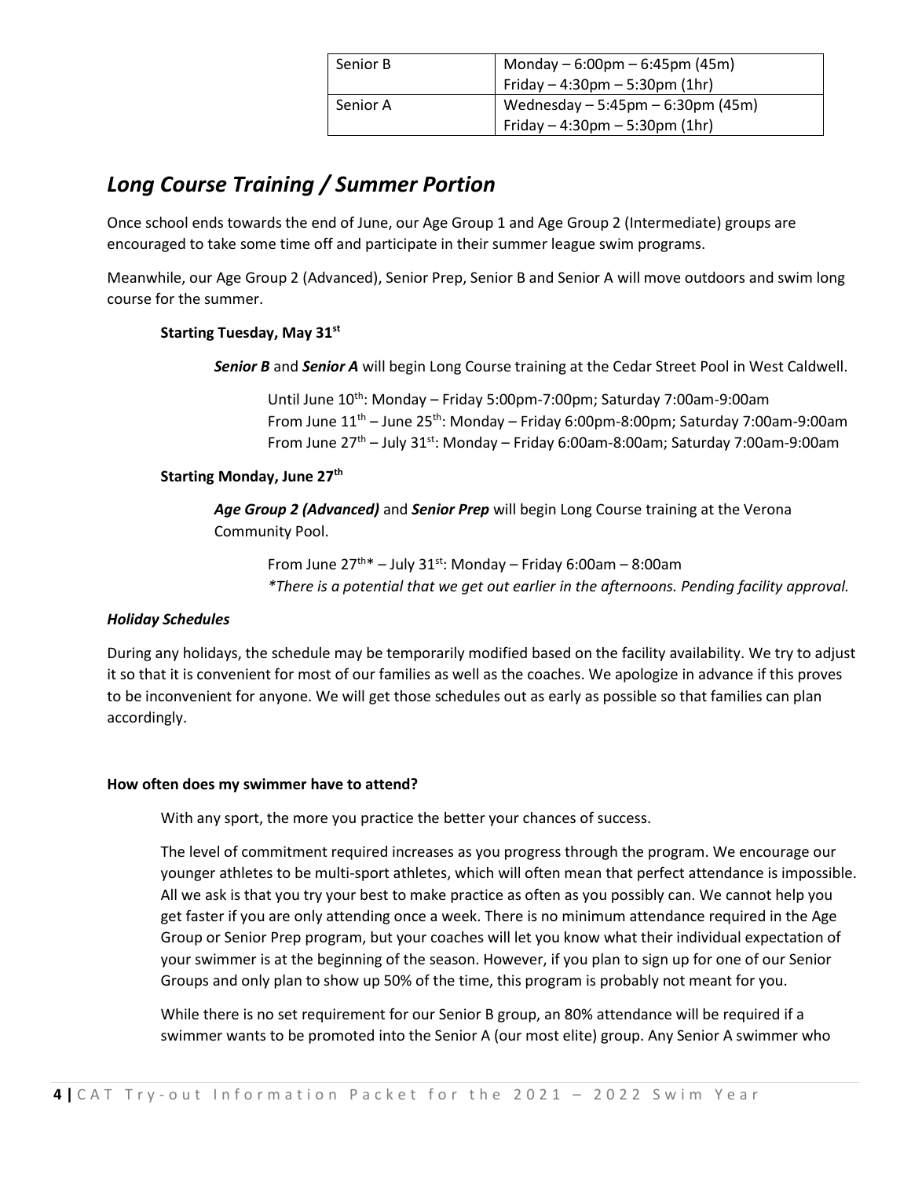| Senior B | Monday – 6:00pm – 6:45pm (45m)<br>Friday – 4:30pm – 5:30pm (1hr) |
|---|---|
| Senior A | Wednesday – 5:45pm – 6:30pm (45m)<br>Friday – 4:30pm – 5:30pm (1hr) |

## *Long Course Training / Summer Portion*

Once school ends towards the end of June, our Age Group 1 and Age Group 2 (Intermediate) groups are encouraged to take some time off and participate in their summer league swim programs.

Meanwhile, our Age Group 2 (Advanced), Senior Prep, Senior B and Senior A will move outdoors and swim long course for the summer.

**Starting Tuesday, May 31st**

***Senior B*** and ***Senior A*** will begin Long Course training at the Cedar Street Pool in West Caldwell.

Until June 10th: Monday – Friday 5:00pm-7:00pm; Saturday 7:00am-9:00am
From June 11th – June 25th: Monday – Friday 6:00pm-8:00pm; Saturday 7:00am-9:00am
From June 27th – July 31st: Monday – Friday 6:00am-8:00am; Saturday 7:00am-9:00am

**Starting Monday, June 27th**

***Age Group 2 (Advanced)*** and ***Senior Prep*** will begin Long Course training at the Verona Community Pool.

From June 27th* – July 31st: Monday – Friday 6:00am – 8:00am
*\*There is a potential that we get out earlier in the afternoons. Pending facility approval.*

***Holiday Schedules***

During any holidays, the schedule may be temporarily modified based on the facility availability. We try to adjust it so that it is convenient for most of our families as well as the coaches. We apologize in advance if this proves to be inconvenient for anyone. We will get those schedules out as early as possible so that families can plan accordingly.

**How often does my swimmer have to attend?**

With any sport, the more you practice the better your chances of success.

The level of commitment required increases as you progress through the program. We encourage our younger athletes to be multi-sport athletes, which will often mean that perfect attendance is impossible. All we ask is that you try your best to make practice as often as you possibly can. We cannot help you get faster if you are only attending once a week. There is no minimum attendance required in the Age Group or Senior Prep program, but your coaches will let you know what their individual expectation of your swimmer is at the beginning of the season. However, if you plan to sign up for one of our Senior Groups and only plan to show up 50% of the time, this program is probably not meant for you.

While there is no set requirement for our Senior B group, an 80% attendance will be required if a swimmer wants to be promoted into the Senior A (our most elite) group. Any Senior A swimmer who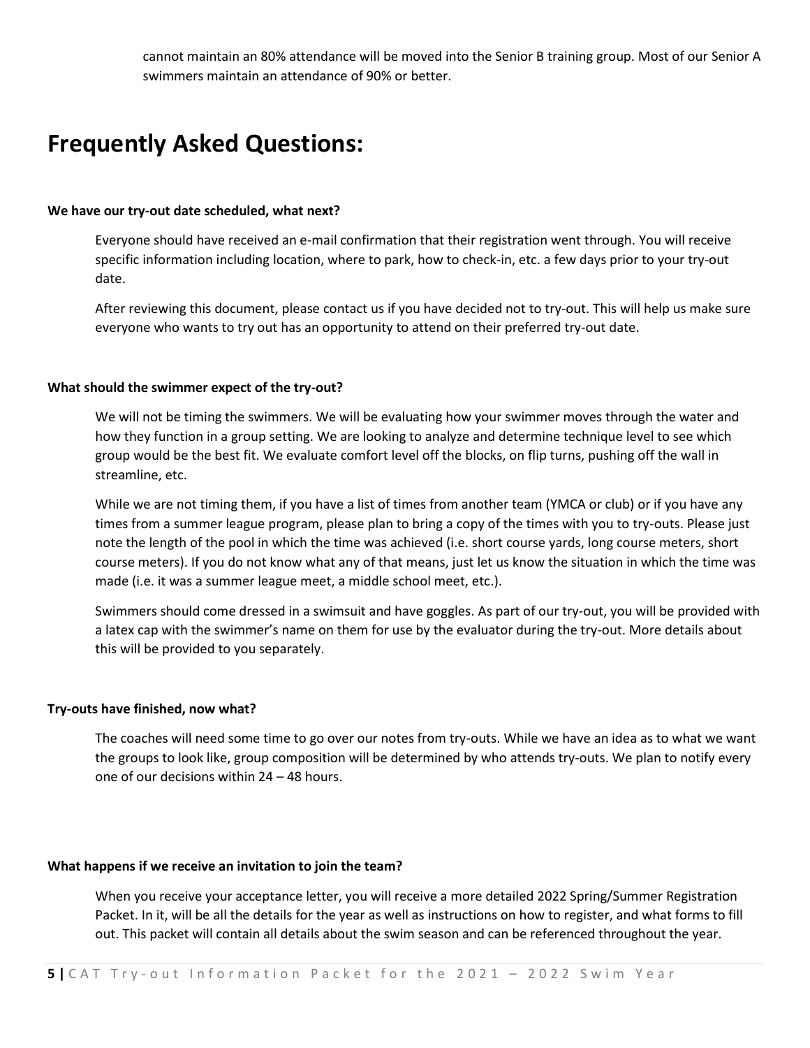cannot maintain an 80% attendance will be moved into the Senior B training group. Most of our Senior A swimmers maintain an attendance of 90% or better.

# Frequently Asked Questions:

**We have our try-out date scheduled, what next?**

Everyone should have received an e-mail confirmation that their registration went through. You will receive specific information including location, where to park, how to check-in, etc. a few days prior to your try-out date.

After reviewing this document, please contact us if you have decided not to try-out. This will help us make sure everyone who wants to try out has an opportunity to attend on their preferred try-out date.

**What should the swimmer expect of the try-out?**

We will not be timing the swimmers. We will be evaluating how your swimmer moves through the water and how they function in a group setting. We are looking to analyze and determine technique level to see which group would be the best fit. We evaluate comfort level off the blocks, on flip turns, pushing off the wall in streamline, etc.

While we are not timing them, if you have a list of times from another team (YMCA or club) or if you have any times from a summer league program, please plan to bring a copy of the times with you to try-outs. Please just note the length of the pool in which the time was achieved (i.e. short course yards, long course meters, short course meters). If you do not know what any of that means, just let us know the situation in which the time was made (i.e. it was a summer league meet, a middle school meet, etc.).

Swimmers should come dressed in a swimsuit and have goggles. As part of our try-out, you will be provided with a latex cap with the swimmer's name on them for use by the evaluator during the try-out. More details about this will be provided to you separately.

**Try-outs have finished, now what?**

The coaches will need some time to go over our notes from try-outs. While we have an idea as to what we want the groups to look like, group composition will be determined by who attends try-outs. We plan to notify every one of our decisions within 24 – 48 hours.

**What happens if we receive an invitation to join the team?**

When you receive your acceptance letter, you will receive a more detailed 2022 Spring/Summer Registration Packet. In it, will be all the details for the year as well as instructions on how to register, and what forms to fill out. This packet will contain all details about the swim season and can be referenced throughout the year.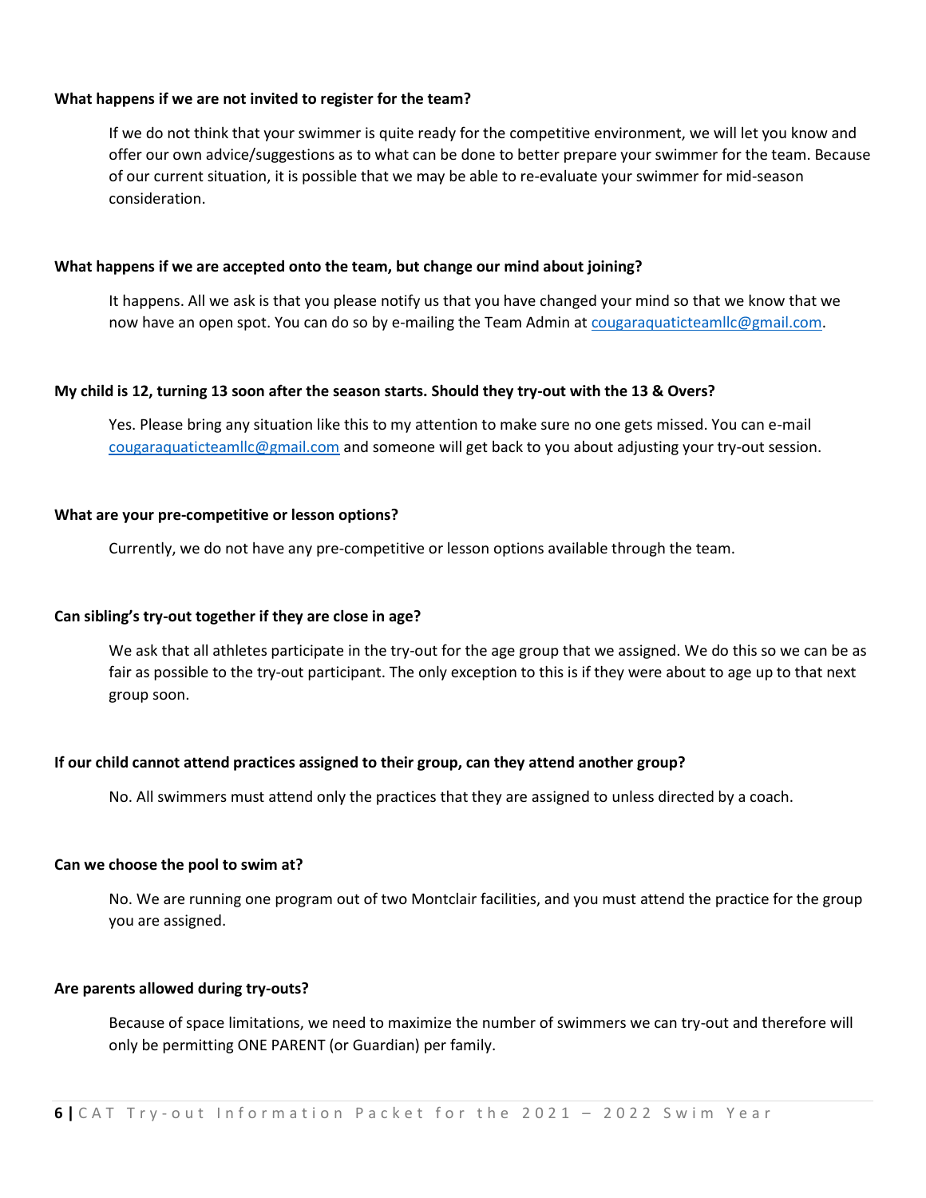**What happens if we are not invited to register for the team?**

If we do not think that your swimmer is quite ready for the competitive environment, we will let you know and offer our own advice/suggestions as to what can be done to better prepare your swimmer for the team. Because of our current situation, it is possible that we may be able to re-evaluate your swimmer for mid-season consideration.

**What happens if we are accepted onto the team, but change our mind about joining?**

It happens. All we ask is that you please notify us that you have changed your mind so that we know that we now have an open spot. You can do so by e-mailing the Team Admin at cougaraquaticteamllc@gmail.com.

**My child is 12, turning 13 soon after the season starts. Should they try-out with the 13 & Overs?**

Yes. Please bring any situation like this to my attention to make sure no one gets missed. You can e-mail cougaraquaticteamllc@gmail.com and someone will get back to you about adjusting your try-out session.

**What are your pre-competitive or lesson options?**

Currently, we do not have any pre-competitive or lesson options available through the team.

**Can sibling's try-out together if they are close in age?**

We ask that all athletes participate in the try-out for the age group that we assigned. We do this so we can be as fair as possible to the try-out participant. The only exception to this is if they were about to age up to that next group soon.

**If our child cannot attend practices assigned to their group, can they attend another group?**

No. All swimmers must attend only the practices that they are assigned to unless directed by a coach.

**Can we choose the pool to swim at?**

No. We are running one program out of two Montclair facilities, and you must attend the practice for the group you are assigned.

**Are parents allowed during try-outs?**

Because of space limitations, we need to maximize the number of swimmers we can try-out and therefore will only be permitting ONE PARENT (or Guardian) per family.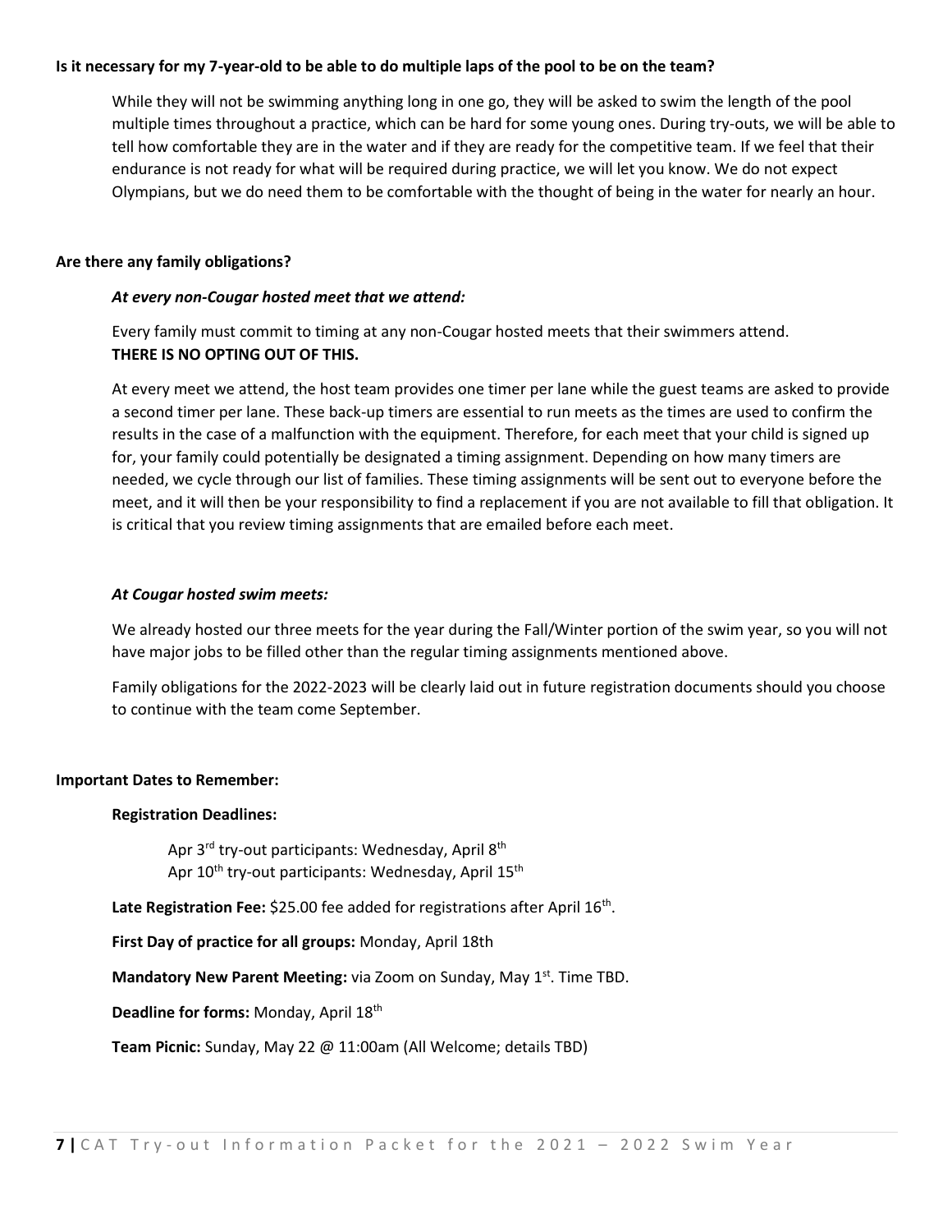**Is it necessary for my 7-year-old to be able to do multiple laps of the pool to be on the team?**

While they will not be swimming anything long in one go, they will be asked to swim the length of the pool multiple times throughout a practice, which can be hard for some young ones. During try-outs, we will be able to tell how comfortable they are in the water and if they are ready for the competitive team. If we feel that their endurance is not ready for what will be required during practice, we will let you know. We do not expect Olympians, but we do need them to be comfortable with the thought of being in the water for nearly an hour.

**Are there any family obligations?**

***At every non-Cougar hosted meet that we attend:***

Every family must commit to timing at any non-Cougar hosted meets that their swimmers attend.
**THERE IS NO OPTING OUT OF THIS.**

At every meet we attend, the host team provides one timer per lane while the guest teams are asked to provide a second timer per lane. These back-up timers are essential to run meets as the times are used to confirm the results in the case of a malfunction with the equipment. Therefore, for each meet that your child is signed up for, your family could potentially be designated a timing assignment. Depending on how many timers are needed, we cycle through our list of families. These timing assignments will be sent out to everyone before the meet, and it will then be your responsibility to find a replacement if you are not available to fill that obligation. It is critical that you review timing assignments that are emailed before each meet.

***At Cougar hosted swim meets:***

We already hosted our three meets for the year during the Fall/Winter portion of the swim year, so you will not have major jobs to be filled other than the regular timing assignments mentioned above.

Family obligations for the 2022-2023 will be clearly laid out in future registration documents should you choose to continue with the team come September.

**Important Dates to Remember:**

**Registration Deadlines:**

Apr 3rd try-out participants: Wednesday, April 8th
Apr 10th try-out participants: Wednesday, April 15th

**Late Registration Fee:** $25.00 fee added for registrations after April 16th.

**First Day of practice for all groups:** Monday, April 18th

**Mandatory New Parent Meeting:** via Zoom on Sunday, May 1st. Time TBD.

**Deadline for forms:** Monday, April 18th

**Team Picnic:** Sunday, May 22 @ 11:00am (All Welcome; details TBD)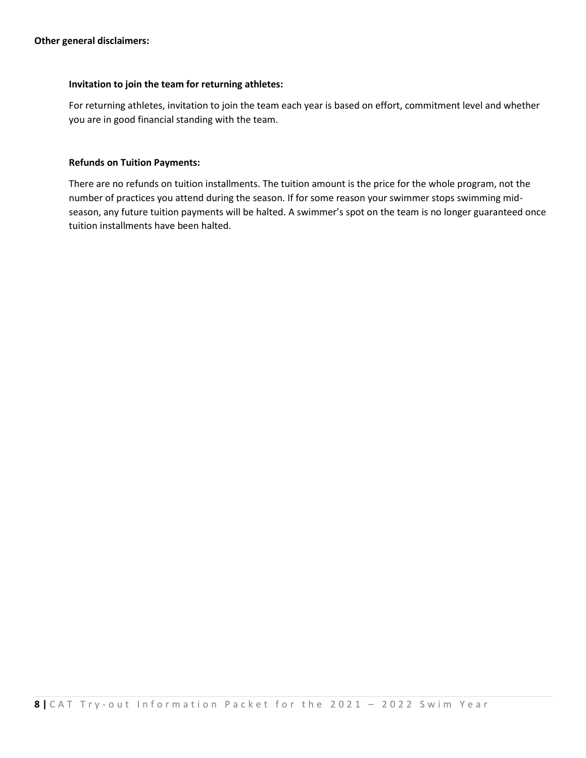**Other general disclaimers:**

**Invitation to join the team for returning athletes:**

For returning athletes, invitation to join the team each year is based on effort, commitment level and whether you are in good financial standing with the team.

**Refunds on Tuition Payments:**

There are no refunds on tuition installments. The tuition amount is the price for the whole program, not the number of practices you attend during the season. If for some reason your swimmer stops swimming mid-season, any future tuition payments will be halted. A swimmer's spot on the team is no longer guaranteed once tuition installments have been halted.